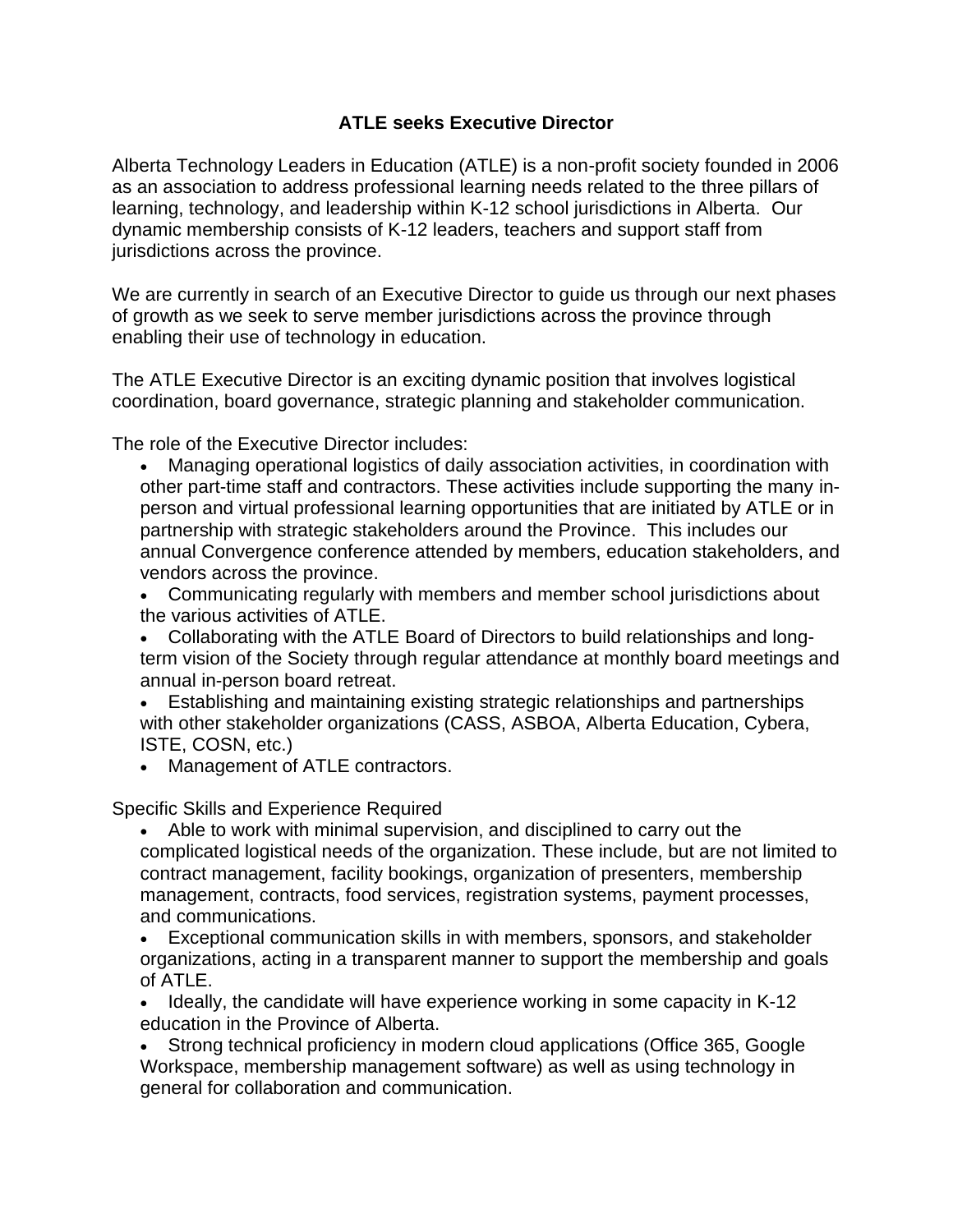# ATLE seeks Executive Director

Alberta Technology Leaders in Education (ATLE) is a non-profit society founded in 2006 as an association to address professional learning needs related to the three pillars of learning, technology, and leadership within K-12 school jurisdictions in Alberta. Our dynamic membership consists of K-12 leaders, teachers and support staff from jurisdictions across the province.

We are currently in search of an Executive Director to guide us through our next phases of growth as we seek to serve member jurisdictions across the province through enabling their use of technology in education.

The ATLE Executive Director is an exciting dynamic position that involves logistical coordination, board governance, strategic planning and stakeholder communication.

The role of the Executive Director includes:

- Managing operational logistics of daily association activities, in coordination with other part-time staff and contractors. These activities include supporting the many in-person and virtual professional learning opportunities that are initiated by ATLE or in partnership with strategic stakeholders around the Province. This includes our annual Convergence conference attended by members, education stakeholders, and vendors across the province.
- Communicating regularly with members and member school jurisdictions about the various activities of ATLE.
- Collaborating with the ATLE Board of Directors to build relationships and long-term vision of the Society through regular attendance at monthly board meetings and annual in-person board retreat.
- Establishing and maintaining existing strategic relationships and partnerships with other stakeholder organizations (CASS, ASBOA, Alberta Education, Cybera, ISTE, COSN, etc.)
- Management of ATLE contractors.

Specific Skills and Experience Required

- Able to work with minimal supervision, and disciplined to carry out the complicated logistical needs of the organization. These include, but are not limited to contract management, facility bookings, organization of presenters, membership management, contracts, food services, registration systems, payment processes, and communications.
- Exceptional communication skills in with members, sponsors, and stakeholder organizations, acting in a transparent manner to support the membership and goals of ATLE.
- Ideally, the candidate will have experience working in some capacity in K-12 education in the Province of Alberta.
- Strong technical proficiency in modern cloud applications (Office 365, Google Workspace, membership management software) as well as using technology in general for collaboration and communication.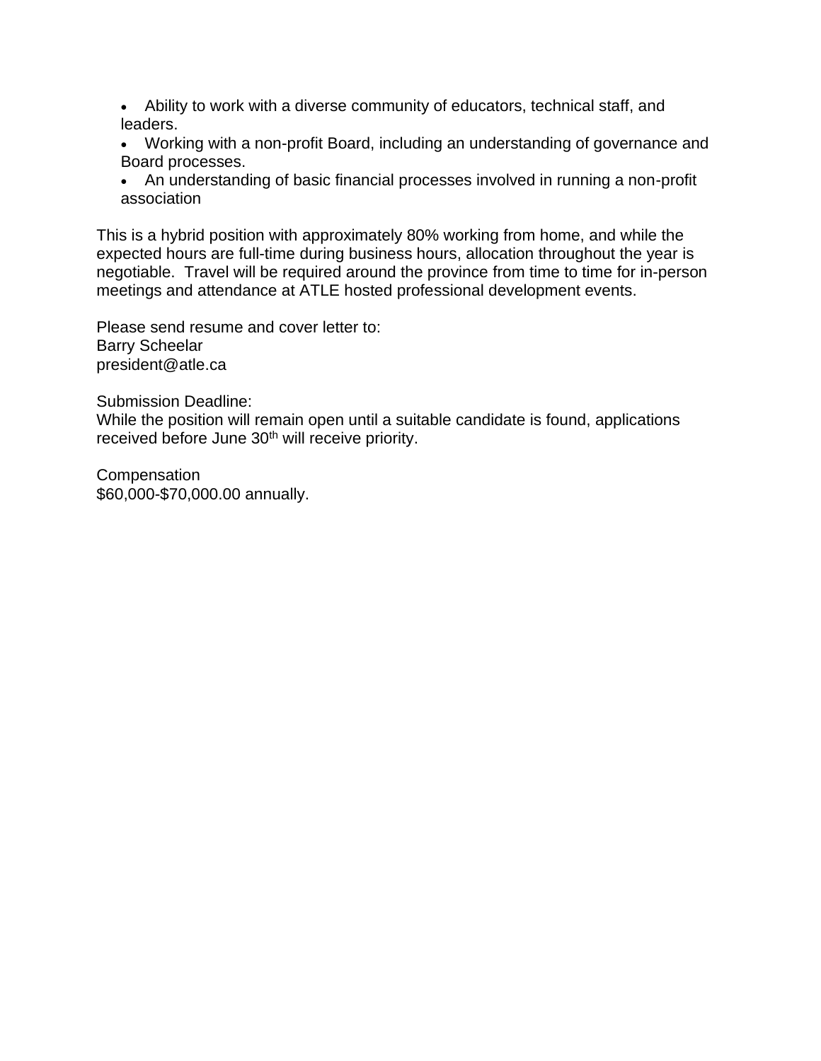- Ability to work with a diverse community of educators, technical staff, and leaders.
- Working with a non-profit Board, including an understanding of governance and Board processes.
- An understanding of basic financial processes involved in running a non-profit association

This is a hybrid position with approximately 80% working from home, and while the expected hours are full-time during business hours, allocation throughout the year is negotiable. Travel will be required around the province from time to time for in-person meetings and attendance at ATLE hosted professional development events.

Please send resume and cover letter to:
Barry Scheelar
president@atle.ca

Submission Deadline:
While the position will remain open until a suitable candidate is found, applications received before June 30th will receive priority.

Compensation
$60,000-$70,000.00 annually.